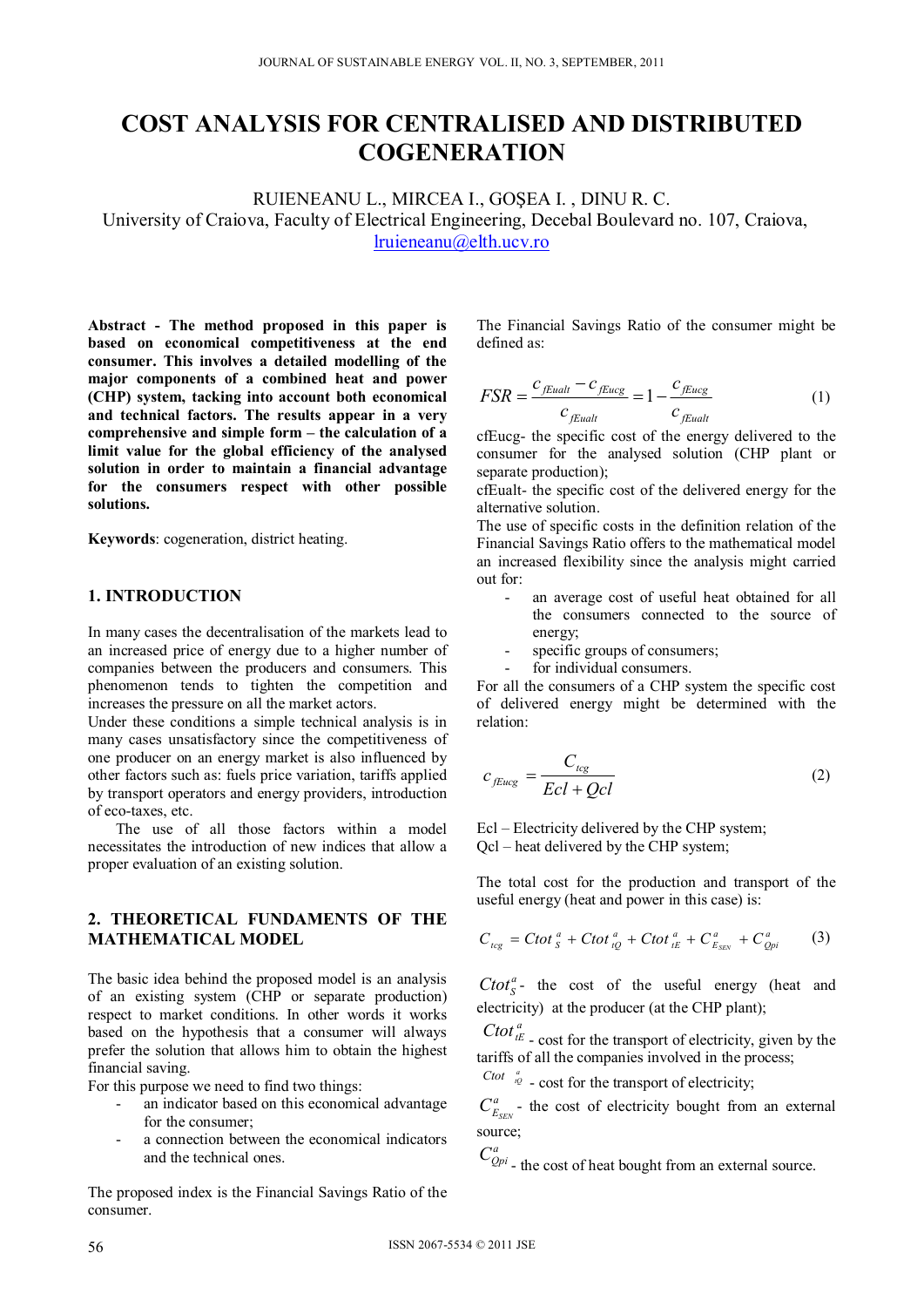# COST ANALYSIS FOR CENTRALISED AND DISTRIBUTED COGENERATION

RUIENEANU L., MIRCEA I., GOŞEA I. , DINU R. C.
University of Craiova, Faculty of Electrical Engineering, Decebal Boulevard no. 107, Craiova,
lruieneanu@elth.ucv.ro

**Abstract - The method proposed in this paper is based on economical competitiveness at the end consumer. This involves a detailed modelling of the major components of a combined heat and power (CHP) system, tacking into account both economical and technical factors. The results appear in a very comprehensive and simple form – the calculation of a limit value for the global efficiency of the analysed solution in order to maintain a financial advantage for the consumers respect with other possible solutions.**

**Keywords**: cogeneration, district heating.

## 1. INTRODUCTION

In many cases the decentralisation of the markets lead to an increased price of energy due to a higher number of companies between the producers and consumers. This phenomenon tends to tighten the competition and increases the pressure on all the market actors.

Under these conditions a simple technical analysis is in many cases unsatisfactory since the competitiveness of one producer on an energy market is also influenced by other factors such as: fuels price variation, tariffs applied by transport operators and energy providers, introduction of eco-taxes, etc.

The use of all those factors within a model necessitates the introduction of new indices that allow a proper evaluation of an existing solution.

## 2. THEORETICAL FUNDAMENTS OF THE MATHEMATICAL MODEL

The basic idea behind the proposed model is an analysis of an existing system (CHP or separate production) respect to market conditions. In other words it works based on the hypothesis that a consumer will always prefer the solution that allows him to obtain the highest financial saving.

For this purpose we need to find two things:

- an indicator based on this economical advantage for the consumer;
- a connection between the economical indicators and the technical ones.

The proposed index is the Financial Savings Ratio of the consumer.

The Financial Savings Ratio of the consumer might be defined as:

$$FSR = \frac{c_{fEualt} - c_{fEucg}}{c_{fEualt}} = 1 - \frac{c_{fEucg}}{c_{fEualt}} \tag{1}$$

cfEucg- the specific cost of the energy delivered to the consumer for the analysed solution (CHP plant or separate production);

cfEualt- the specific cost of the delivered energy for the alternative solution.

The use of specific costs in the definition relation of the Financial Savings Ratio offers to the mathematical model an increased flexibility since the analysis might carried out for:

- an average cost of useful heat obtained for all the consumers connected to the source of energy;
- specific groups of consumers;
- for individual consumers.

For all the consumers of a CHP system the specific cost of delivered energy might be determined with the relation:

$$c_{fEucg} = \frac{C_{tcg}}{Ecl + Qcl} \tag{2}$$

Ecl – Electricity delivered by the CHP system;
Qcl – heat delivered by the CHP system;

The total cost for the production and transport of the useful energy (heat and power in this case) is:

$$C_{tcg} = Ctot_{S}^{a} + Ctot_{tQ}^{a} + Ctot_{tE}^{a} + C_{E_{SEN}}^{a} + C_{Qpi}^{a} \tag{3}$$

$Ctot_{S}^{a}$ - the cost of the useful energy (heat and electricity) at the producer (at the CHP plant);

$Ctot_{tE}^{a}$ - cost for the transport of electricity, given by the tariffs of all the companies involved in the process;

$Ctot_{tQ}^{a}$ - cost for the transport of electricity;

$C_{E_{SEN}}^{a}$ - the cost of electricity bought from an external source;

$C_{Qpi}^{a}$ - the cost of heat bought from an external source.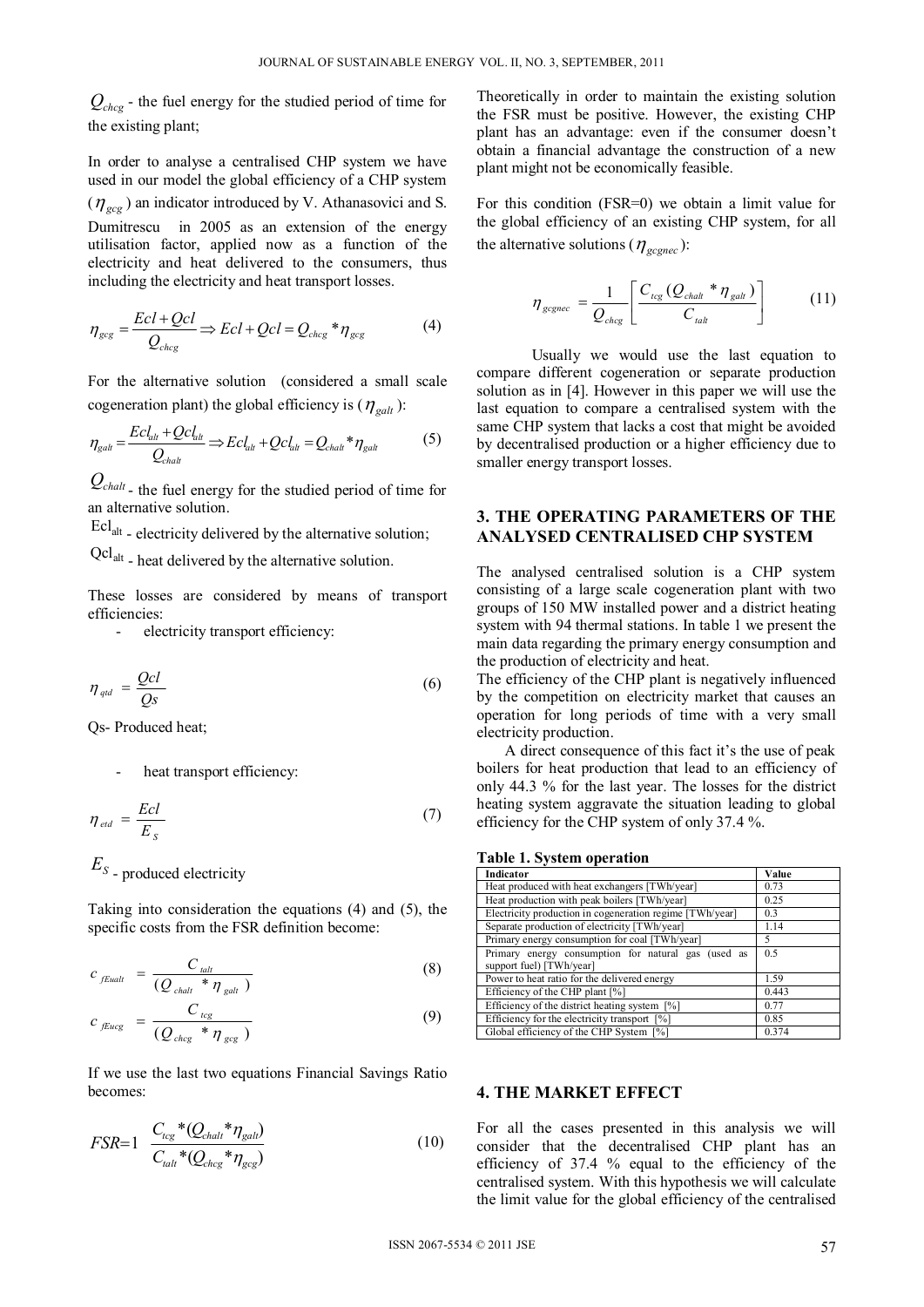$Q_{chcg}$ - the fuel energy for the studied period of time for the existing plant;

In order to analyse a centralised CHP system we have used in our model the global efficiency of a CHP system ($\eta_{gcg}$) an indicator introduced by V. Athanasovici and S. Dumitrescu in 2005 as an extension of the energy utilisation factor, applied now as a function of the electricity and heat delivered to the consumers, thus including the electricity and heat transport losses.

$$\eta_{gcg} = \frac{Ecl + Qcl}{Q_{chcg}} \Rightarrow Ecl + Qcl = Q_{chcg} * \eta_{gcg} \tag{4}$$

For the alternative solution (considered a small scale cogeneration plant) the global efficiency is ($\eta_{galt}$):

$$\eta_{galt} = \frac{Ecl_{alt} + Qcl_{alt}}{Q_{chalt}} \Rightarrow Ecl_{alt} + Qcl_{alt} = Q_{chalt} * \eta_{galt} \tag{5}$$

$Q_{chalt}$ - the fuel energy for the studied period of time for an alternative solution.

$Ecl_{alt}$ - electricity delivered by the alternative solution;

$Qcl_{alt}$ - heat delivered by the alternative solution.

These losses are considered by means of transport efficiencies:

- electricity transport efficiency:

$$\eta_{qtd} = \frac{Qcl}{Qs} \tag{6}$$

Qs- Produced heat;

- heat transport efficiency:

$$\eta_{etd} = \frac{Ecl}{E_S} \tag{7}$$

$E_S$ - produced electricity

Taking into consideration the equations (4) and (5), the specific costs from the FSR definition become:

$$c_{fEualt} = \frac{C_{talt}}{(Q_{chalt} * \eta_{galt})} \tag{8}$$

$$c_{fEucg} = \frac{C_{tcg}}{(Q_{chcg} * \eta_{gcg})} \tag{9}$$

If we use the last two equations Financial Savings Ratio becomes:

$$FSR = 1 \quad \frac{C_{tcg} * (Q_{chalt} * \eta_{galt})}{C_{talt} * (Q_{chcg} * \eta_{gcg})} \tag{10}$$

Theoretically in order to maintain the existing solution the FSR must be positive. However, the existing CHP plant has an advantage: even if the consumer doesn't obtain a financial advantage the construction of a new plant might not be economically feasible.

For this condition (FSR=0) we obtain a limit value for the global efficiency of an existing CHP system, for all the alternative solutions ($\eta_{gcgnec}$):

$$\eta_{gcgnec} = \frac{1}{Q_{chcg}} \left[ \frac{C_{tcg}(Q_{chalt} * \eta_{galt})}{C_{talt}} \right] \tag{11}$$

Usually we would use the last equation to compare different cogeneration or separate production solution as in [4]. However in this paper we will use the last equation to compare a centralised system with the same CHP system that lacks a cost that might be avoided by decentralised production or a higher efficiency due to smaller energy transport losses.

## 3. THE OPERATING PARAMETERS OF THE ANALYSED CENTRALISED CHP SYSTEM

The analysed centralised solution is a CHP system consisting of a large scale cogeneration plant with two groups of 150 MW installed power and a district heating system with 94 thermal stations. In table 1 we present the main data regarding the primary energy consumption and the production of electricity and heat.

The efficiency of the CHP plant is negatively influenced by the competition on electricity market that causes an operation for long periods of time with a very small electricity production.

A direct consequence of this fact it's the use of peak boilers for heat production that lead to an efficiency of only 44.3 % for the last year. The losses for the district heating system aggravate the situation leading to global efficiency for the CHP system of only 37.4 %.

**Table 1. System operation**

| Indicator | Value |
|---|---|
| Heat produced with heat exchangers [TWh/year] | 0.73 |
| Heat production with peak boilers [TWh/year] | 0.25 |
| Electricity production in cogeneration regime [TWh/year] | 0.3 |
| Separate production of electricity [TWh/year] | 1.14 |
| Primary energy consumption for coal [TWh/year] | 5 |
| Primary energy consumption for natural gas (used as support fuel) [TWh/year] | 0.5 |
| Power to heat ratio for the delivered energy | 1.59 |
| Efficiency of the CHP plant [%] | 0.443 |
| Efficiency of the district heating system [%] | 0.77 |
| Efficiency for the electricity transport [%] | 0.85 |
| Global efficiency of the CHP System [%] | 0.374 |

## 4. THE MARKET EFFECT

For all the cases presented in this analysis we will consider that the decentralised CHP plant has an efficiency of 37.4 % equal to the efficiency of the centralised system. With this hypothesis we will calculate the limit value for the global efficiency of the centralised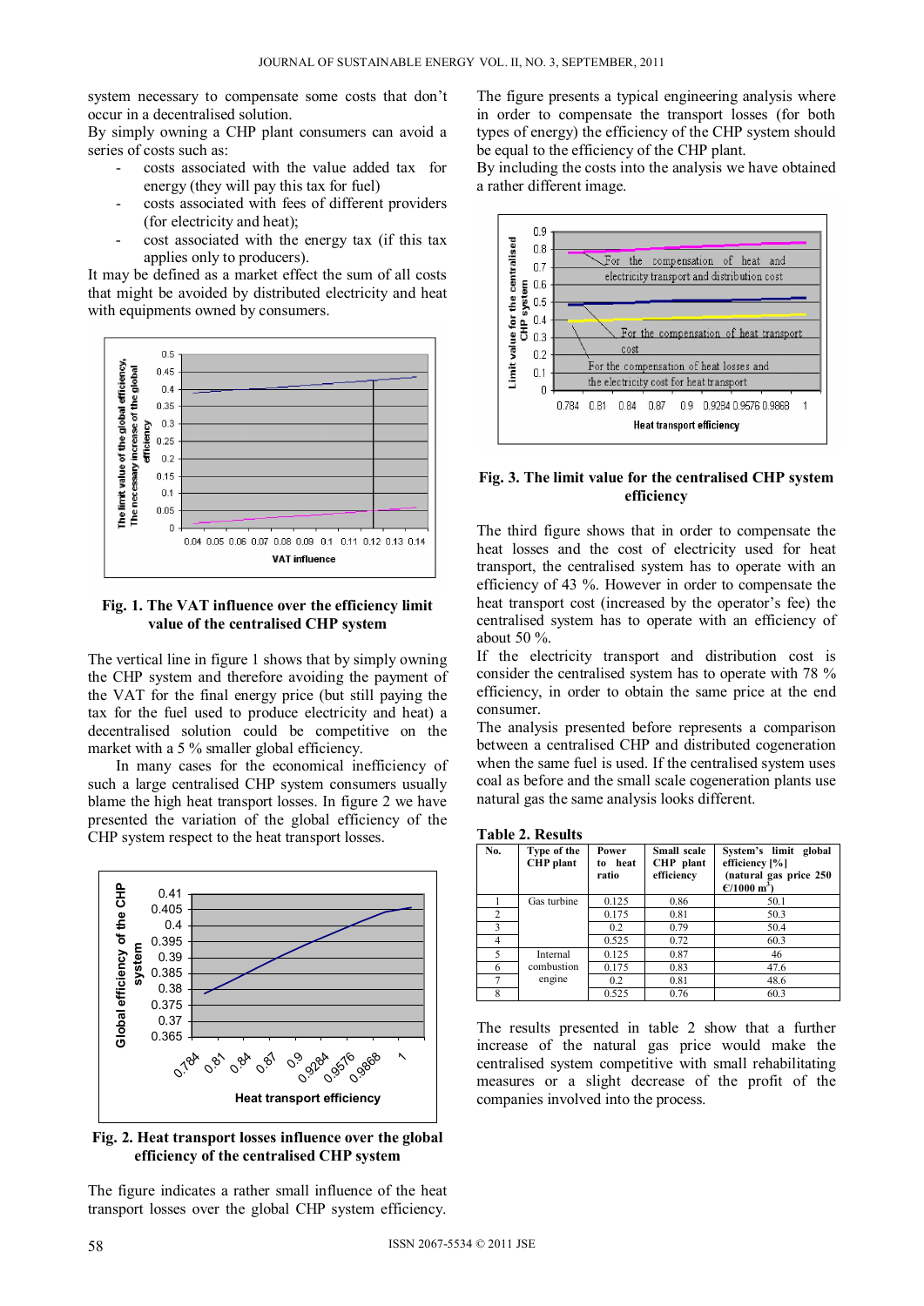system necessary to compensate some costs that don't occur in a decentralised solution.

By simply owning a CHP plant consumers can avoid a series of costs such as:

- costs associated with the value added tax for energy (they will pay this tax for fuel)
- costs associated with fees of different providers (for electricity and heat);
- cost associated with the energy tax (if this tax applies only to producers).

It may be defined as a market effect the sum of all costs that might be avoided by distributed electricity and heat with equipments owned by consumers.

**Fig. 1. The VAT influence over the efficiency limit value of the centralised CHP system**

The vertical line in figure 1 shows that by simply owning the CHP system and therefore avoiding the payment of the VAT for the final energy price (but still paying the tax for the fuel used to produce electricity and heat) a decentralised solution could be competitive on the market with a 5 % smaller global efficiency.

In many cases for the economical inefficiency of such a large centralised CHP system consumers usually blame the high heat transport losses. In figure 2 we have presented the variation of the global efficiency of the CHP system respect to the heat transport losses.

**Fig. 2. Heat transport losses influence over the global efficiency of the centralised CHP system**

The figure indicates a rather small influence of the heat transport losses over the global CHP system efficiency.

The figure presents a typical engineering analysis where in order to compensate the transport losses (for both types of energy) the efficiency of the CHP system should be equal to the efficiency of the CHP plant.

By including the costs into the analysis we have obtained a rather different image.

**Fig. 3. The limit value for the centralised CHP system efficiency**

The third figure shows that in order to compensate the heat losses and the cost of electricity used for heat transport, the centralised system has to operate with an efficiency of 43 %. However in order to compensate the heat transport cost (increased by the operator's fee) the centralised system has to operate with an efficiency of about 50 %.

If the electricity transport and distribution cost is consider the centralised system has to operate with 78 % efficiency, in order to obtain the same price at the end consumer.

The analysis presented before represents a comparison between a centralised CHP and distributed cogeneration when the same fuel is used. If the centralised system uses coal as before and the small scale cogeneration plants use natural gas the same analysis looks different.

**Table 2. Results**

| No. | Type of the CHP plant | Power to heat ratio | Small scale CHP plant efficiency | System's limit global efficiency [%] (natural gas price 250 €/1000 $m^3$) |
|---|---|---|---|---|
| 1 | Gas turbine | 0.125 | 0.86 | 50.1 |
| 2 | | 0.175 | 0.81 | 50.3 |
| 3 | | 0.2 | 0.79 | 50.4 |
| 4 | | 0.525 | 0.72 | 60.3 |
| 5 | Internal combustion engine | 0.125 | 0.87 | 46 |
| 6 | | 0.175 | 0.83 | 47.6 |
| 7 | | 0.2 | 0.81 | 48.6 |
| 8 | | 0.525 | 0.76 | 60.3 |

The results presented in table 2 show that a further increase of the natural gas price would make the centralised system competitive with small rehabilitating measures or a slight decrease of the profit of the companies involved into the process.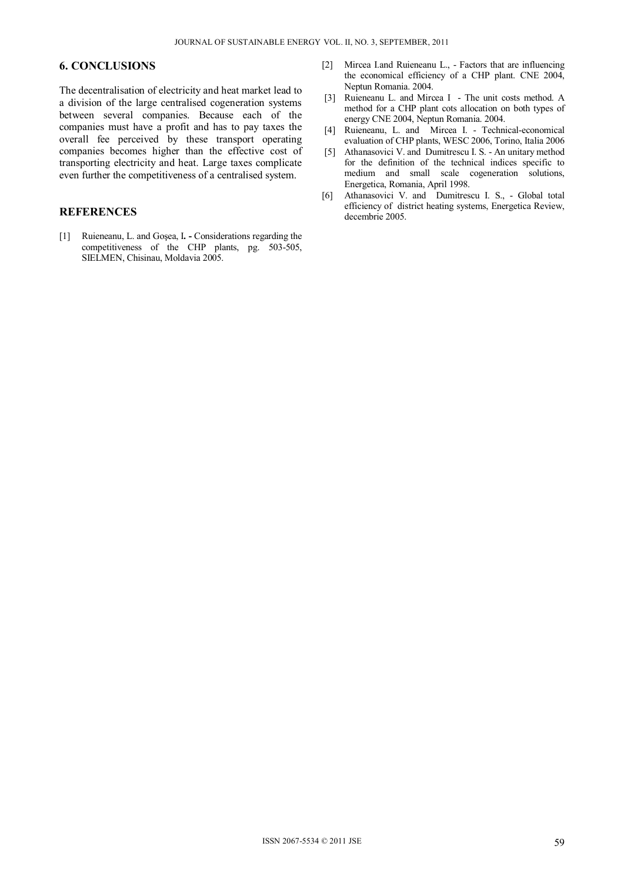## 6. CONCLUSIONS

The decentralisation of electricity and heat market lead to a division of the large centralised cogeneration systems between several companies. Because each of the companies must have a profit and has to pay taxes the overall fee perceived by these transport operating companies becomes higher than the effective cost of transporting electricity and heat. Large taxes complicate even further the competitiveness of a centralised system.

## REFERENCES

[1] Ruieneanu, L. and Goşea, I**. -** Considerations regarding the competitiveness of the CHP plants, pg. 503-505, SIELMEN, Chisinau, Moldavia 2005.

[2] Mircea I.and Ruieneanu L., - Factors that are influencing the economical efficiency of a CHP plant. CNE 2004, Neptun Romania. 2004.

[3] Ruieneanu L. and Mircea I - The unit costs method. A method for a CHP plant cots allocation on both types of energy CNE 2004, Neptun Romania. 2004.

[4] Ruieneanu, L. and Mircea I. - Technical-economical evaluation of CHP plants, WESC 2006, Torino, Italia 2006

[5] Athanasovici V. and Dumitrescu I. S. - An unitary method for the definition of the technical indices specific to medium and small scale cogeneration solutions, Energetica, Romania, April 1998.

[6] Athanasovici V. and Dumitrescu I. S., - Global total efficiency of district heating systems, Energetica Review, decembrie 2005.